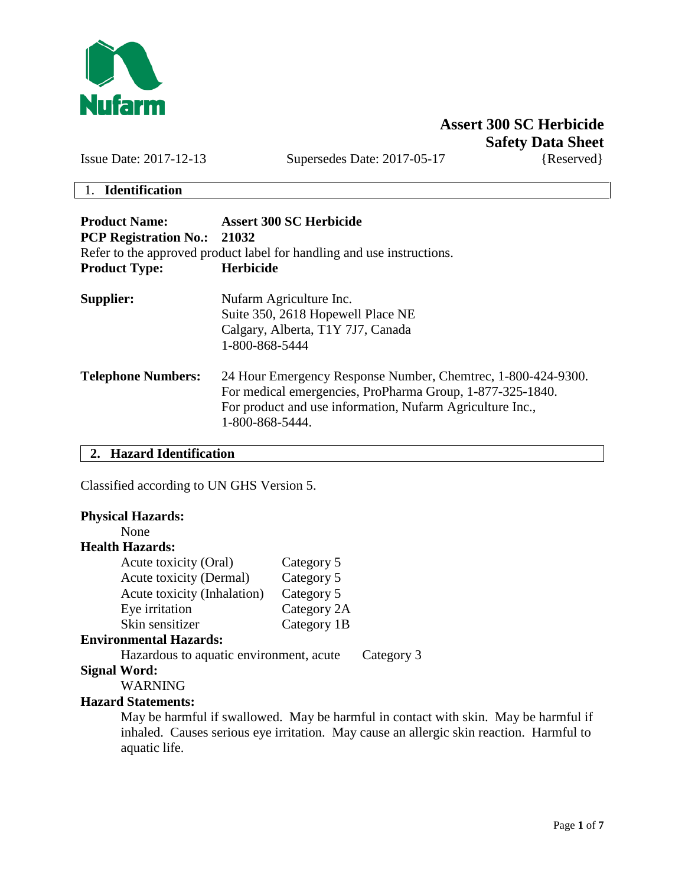# Assert 300 SC Herbicide
## Safety Data Sheet

Issue Date: 2017-12-13 Supersedes Date: 2017-05-17 {Reserved}

## 1. Identification

**Product Name:** **Assert 300 SC Herbicide**
**PCP Registration No.:** **21032**
Refer to the approved product label for handling and use instructions.
**Product Type:** **Herbicide**

**Supplier:** Nufarm Agriculture Inc.
Suite 350, 2618 Hopewell Place NE
Calgary, Alberta, T1Y 7J7, Canada
1-800-868-5444

**Telephone Numbers:** 24 Hour Emergency Response Number, Chemtrec, 1-800-424-9300.
For medical emergencies, ProPharma Group, 1-877-325-1840.
For product and use information, Nufarm Agriculture Inc., 1-800-868-5444.

## 2. Hazard Identification

Classified according to UN GHS Version 5.

**Physical Hazards:**
None

**Health Hazards:**

| | |
|---|---|
| Acute toxicity (Oral) | Category 5 |
| Acute toxicity (Dermal) | Category 5 |
| Acute toxicity (Inhalation) | Category 5 |
| Eye irritation | Category 2A |
| Skin sensitizer | Category 1B |

**Environmental Hazards:**

Hazardous to aquatic environment, acute Category 3

**Signal Word:**

WARNING

**Hazard Statements:**

May be harmful if swallowed. May be harmful in contact with skin. May be harmful if inhaled. Causes serious eye irritation. May cause an allergic skin reaction. Harmful to aquatic life.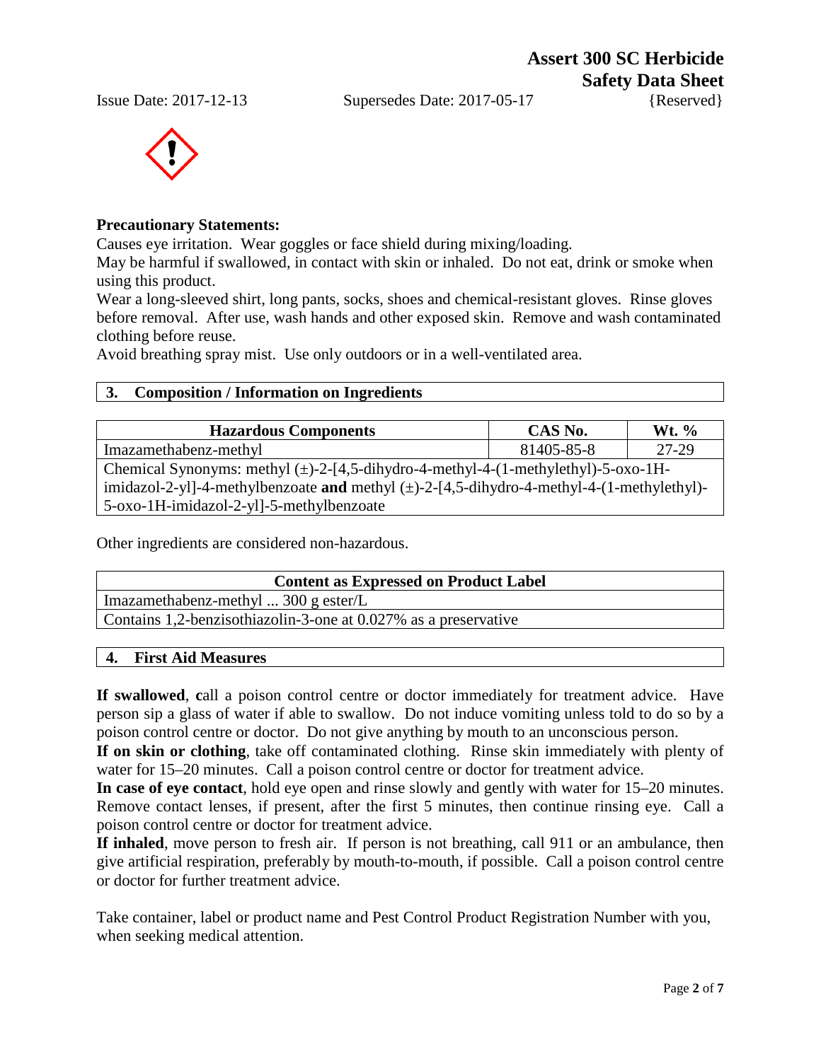**Precautionary Statements:**

Causes eye irritation. Wear goggles or face shield during mixing/loading.

May be harmful if swallowed, in contact with skin or inhaled. Do not eat, drink or smoke when using this product.

Wear a long-sleeved shirt, long pants, socks, shoes and chemical-resistant gloves. Rinse gloves before removal. After use, wash hands and other exposed skin. Remove and wash contaminated clothing before reuse.

Avoid breathing spray mist. Use only outdoors or in a well-ventilated area.

## 3. Composition / Information on Ingredients

| Hazardous Components | CAS No. | Wt. % |
|---|---|---|
| Imazamethabenz-methyl | 81405-85-8 | 27-29 |
| Chemical Synonyms: methyl (±)-2-[4,5-dihydro-4-methyl-4-(1-methylethyl)-5-oxo-1H-imidazol-2-yl]-4-methylbenzoate **and** methyl (±)-2-[4,5-dihydro-4-methyl-4-(1-methylethyl)-5-oxo-1H-imidazol-2-yl]-5-methylbenzoate | | |

Other ingredients are considered non-hazardous.

| Content as Expressed on Product Label |
|---|
| Imazamethabenz-methyl ... 300 g ester/L |
| Contains 1,2-benzisothiazolin-3-one at 0.027% as a preservative |

## 4. First Aid Measures

**If swallowed**, **c**all a poison control centre or doctor immediately for treatment advice. Have person sip a glass of water if able to swallow. Do not induce vomiting unless told to do so by a poison control centre or doctor. Do not give anything by mouth to an unconscious person.

**If on skin or clothing**, take off contaminated clothing. Rinse skin immediately with plenty of water for 15–20 minutes. Call a poison control centre or doctor for treatment advice.

**In case of eye contact**, hold eye open and rinse slowly and gently with water for 15–20 minutes. Remove contact lenses, if present, after the first 5 minutes, then continue rinsing eye. Call a poison control centre or doctor for treatment advice.

**If inhaled**, move person to fresh air. If person is not breathing, call 911 or an ambulance, then give artificial respiration, preferably by mouth-to-mouth, if possible. Call a poison control centre or doctor for further treatment advice.

Take container, label or product name and Pest Control Product Registration Number with you, when seeking medical attention.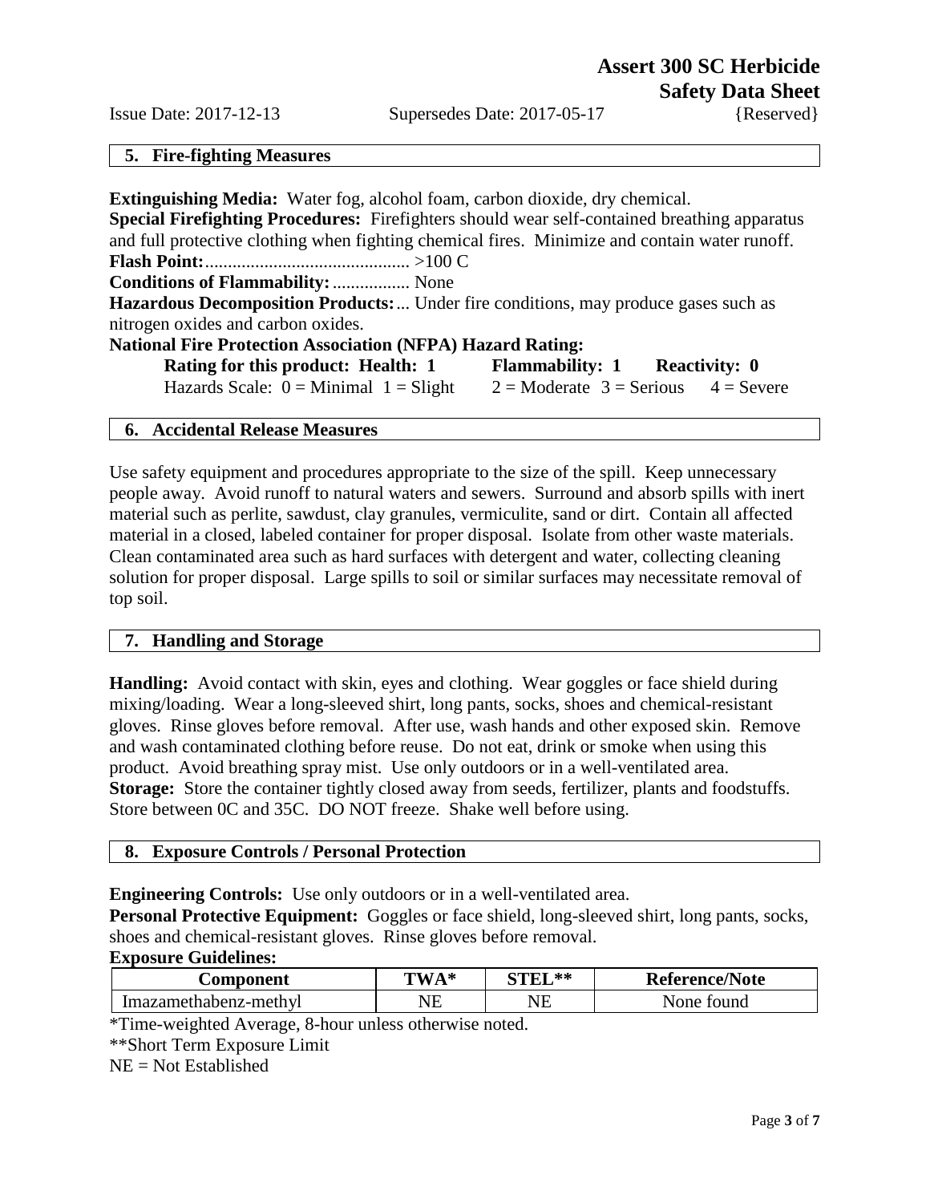## 5. Fire-fighting Measures

**Extinguishing Media:** Water fog, alcohol foam, carbon dioxide, dry chemical.
**Special Firefighting Procedures:** Firefighters should wear self-contained breathing apparatus and full protective clothing when fighting chemical fires. Minimize and contain water runoff.
**Flash Point:**............................................ >100 C
**Conditions of Flammability:**................. None
**Hazardous Decomposition Products:**... Under fire conditions, may produce gases such as nitrogen oxides and carbon oxides.
**National Fire Protection Association (NFPA) Hazard Rating:**

**Rating for this product: Health: 1 Flammability: 1 Reactivity: 0**
Hazards Scale: 0 = Minimal 1 = Slight 2 = Moderate 3 = Serious 4 = Severe

## 6. Accidental Release Measures

Use safety equipment and procedures appropriate to the size of the spill. Keep unnecessary people away. Avoid runoff to natural waters and sewers. Surround and absorb spills with inert material such as perlite, sawdust, clay granules, vermiculite, sand or dirt. Contain all affected material in a closed, labeled container for proper disposal. Isolate from other waste materials. Clean contaminated area such as hard surfaces with detergent and water, collecting cleaning solution for proper disposal. Large spills to soil or similar surfaces may necessitate removal of top soil.

## 7. Handling and Storage

**Handling:** Avoid contact with skin, eyes and clothing. Wear goggles or face shield during mixing/loading. Wear a long-sleeved shirt, long pants, socks, shoes and chemical-resistant gloves. Rinse gloves before removal. After use, wash hands and other exposed skin. Remove and wash contaminated clothing before reuse. Do not eat, drink or smoke when using this product. Avoid breathing spray mist. Use only outdoors or in a well-ventilated area.
**Storage:** Store the container tightly closed away from seeds, fertilizer, plants and foodstuffs. Store between 0C and 35C. DO NOT freeze. Shake well before using.

## 8. Exposure Controls / Personal Protection

**Engineering Controls:** Use only outdoors or in a well-ventilated area.
**Personal Protective Equipment:** Goggles or face shield, long-sleeved shirt, long pants, socks, shoes and chemical-resistant gloves. Rinse gloves before removal.
**Exposure Guidelines:**

| Component | TWA* | STEL** | Reference/Note |
|---|---|---|---|
| Imazamethabenz-methyl | NE | NE | None found |

*Time-weighted Average, 8-hour unless otherwise noted.
**Short Term Exposure Limit
NE = Not Established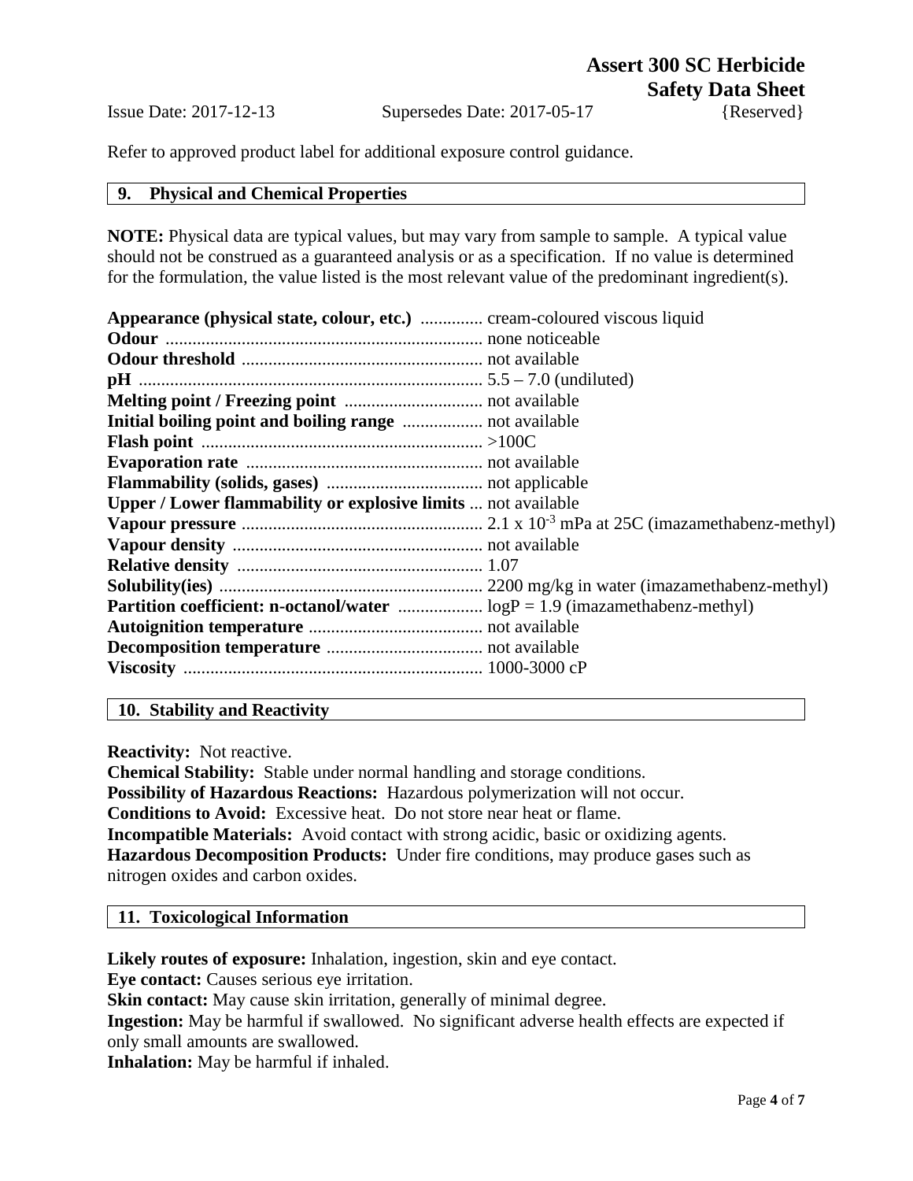Refer to approved product label for additional exposure control guidance.

## 9. Physical and Chemical Properties

**NOTE:** Physical data are typical values, but may vary from sample to sample. A typical value should not be construed as a guaranteed analysis or as a specification. If no value is determined for the formulation, the value listed is the most relevant value of the predominant ingredient(s).

**Appearance (physical state, colour, etc.)** .............. cream-coloured viscous liquid
**Odour** ...................................................................... none noticeable
**Odour threshold** ...................................................... not available
**pH** ............................................................................ 5.5 – 7.0 (undiluted)
**Melting point / Freezing point** ............................... not available
**Initial boiling point and boiling range** .................. not available
**Flash point** .............................................................. >100C
**Evaporation rate** ..................................................... not available
**Flammability (solids, gases)** ................................... not applicable
**Upper / Lower flammability or explosive limits** ... not available
**Vapour pressure** ...................................................... 2.1 x $10^{-3}$ mPa at 25C (imazamethabenz-methyl)
**Vapour density** ........................................................ not available
**Relative density** ...................................................... 1.07
**Solubility(ies)** .......................................................... 2200 mg/kg in water (imazamethabenz-methyl)
**Partition coefficient: n-octanol/water** ................... logP = 1.9 (imazamethabenz-methyl)
**Autoignition temperature** ....................................... not available
**Decomposition temperature** ................................... not available
**Viscosity** .................................................................. 1000-3000 cP

## 10. Stability and Reactivity

**Reactivity:** Not reactive.
**Chemical Stability:** Stable under normal handling and storage conditions.
**Possibility of Hazardous Reactions:** Hazardous polymerization will not occur.
**Conditions to Avoid:** Excessive heat. Do not store near heat or flame.
**Incompatible Materials:** Avoid contact with strong acidic, basic or oxidizing agents.
**Hazardous Decomposition Products:** Under fire conditions, may produce gases such as nitrogen oxides and carbon oxides.

## 11. Toxicological Information

**Likely routes of exposure:** Inhalation, ingestion, skin and eye contact.
**Eye contact:** Causes serious eye irritation.
**Skin contact:** May cause skin irritation, generally of minimal degree.
**Ingestion:** May be harmful if swallowed. No significant adverse health effects are expected if only small amounts are swallowed.
**Inhalation:** May be harmful if inhaled.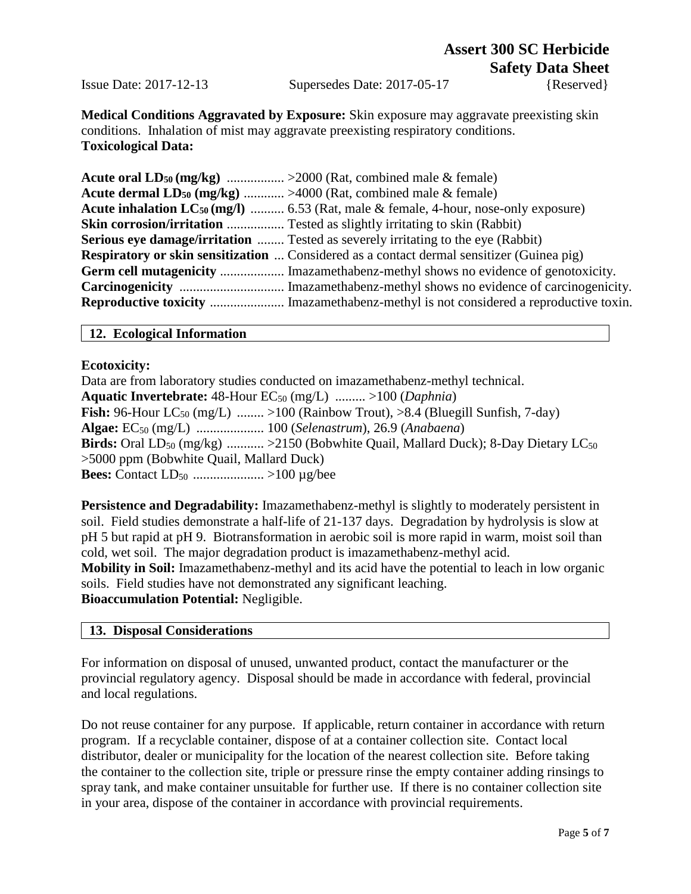**Medical Conditions Aggravated by Exposure:** Skin exposure may aggravate preexisting skin conditions. Inhalation of mist may aggravate preexisting respiratory conditions.

**Toxicological Data:**

**Acute oral $LD_{50}$ (mg/kg)** ................. >2000 (Rat, combined male & female)
**Acute dermal $LD_{50}$ (mg/kg)** ............ >4000 (Rat, combined male & female)
**Acute inhalation $LC_{50}$ (mg/l)** .......... 6.53 (Rat, male & female, 4-hour, nose-only exposure)
**Skin corrosion/irritation** ................. Tested as slightly irritating to skin (Rabbit)
**Serious eye damage/irritation** ........ Tested as severely irritating to the eye (Rabbit)
**Respiratory or skin sensitization** ... Considered as a contact dermal sensitizer (Guinea pig)
**Germ cell mutagenicity** .................. Imazamethabenz-methyl shows no evidence of genotoxicity.
**Carcinogenicity** ............................... Imazamethabenz-methyl shows no evidence of carcinogenicity.
**Reproductive toxicity** ...................... Imazamethabenz-methyl is not considered a reproductive toxin.

## 12. Ecological Information

**Ecotoxicity:**

Data are from laboratory studies conducted on imazamethabenz-methyl technical.
**Aquatic Invertebrate:** 48-Hour $EC_{50}$ (mg/L) ......... >100 (*Daphnia*)
**Fish:** 96-Hour $LC_{50}$ (mg/L) ........ >100 (Rainbow Trout), >8.4 (Bluegill Sunfish, 7-day)
**Algae:** $EC_{50}$ (mg/L) .................... 100 (*Selenastrum*), 26.9 (*Anabaena*)
**Birds:** Oral $LD_{50}$ (mg/kg) ........... >2150 (Bobwhite Quail, Mallard Duck); 8-Day Dietary $LC_{50}$ >5000 ppm (Bobwhite Quail, Mallard Duck)
**Bees:** Contact $LD_{50}$ ..................... >100 µg/bee

**Persistence and Degradability:** Imazamethabenz-methyl is slightly to moderately persistent in soil. Field studies demonstrate a half-life of 21-137 days. Degradation by hydrolysis is slow at pH 5 but rapid at pH 9. Biotransformation in aerobic soil is more rapid in warm, moist soil than cold, wet soil. The major degradation product is imazamethabenz-methyl acid.
**Mobility in Soil:** Imazamethabenz-methyl and its acid have the potential to leach in low organic soils. Field studies have not demonstrated any significant leaching.
**Bioaccumulation Potential:** Negligible.

## 13. Disposal Considerations

For information on disposal of unused, unwanted product, contact the manufacturer or the provincial regulatory agency. Disposal should be made in accordance with federal, provincial and local regulations.

Do not reuse container for any purpose. If applicable, return container in accordance with return program. If a recyclable container, dispose of at a container collection site. Contact local distributor, dealer or municipality for the location of the nearest collection site. Before taking the container to the collection site, triple or pressure rinse the empty container adding rinsings to spray tank, and make container unsuitable for further use. If there is no container collection site in your area, dispose of the container in accordance with provincial requirements.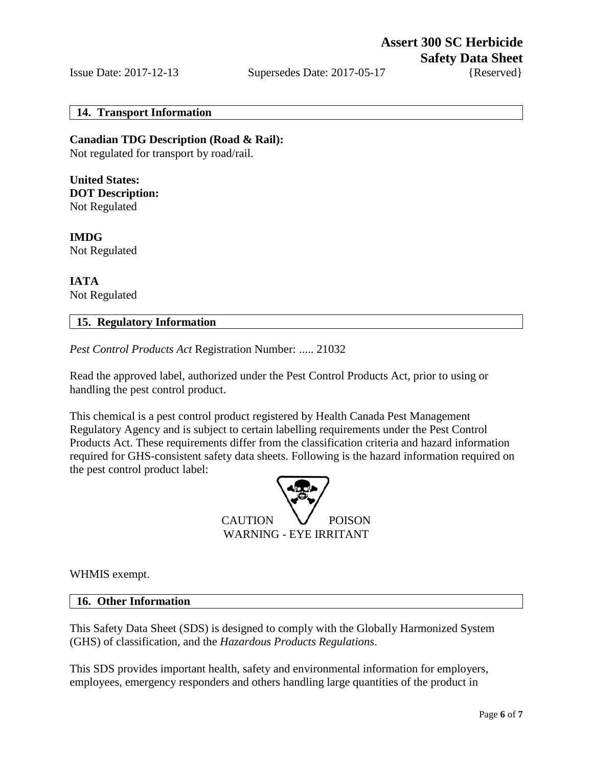## 14. Transport Information

**Canadian TDG Description (Road & Rail):**
Not regulated for transport by road/rail.

**United States:**
**DOT Description:**
Not Regulated

**IMDG**
Not Regulated

**IATA**
Not Regulated

## 15. Regulatory Information

*Pest Control Products Act* Registration Number: ..... 21032

Read the approved label, authorized under the Pest Control Products Act, prior to using or handling the pest control product.

This chemical is a pest control product registered by Health Canada Pest Management Regulatory Agency and is subject to certain labelling requirements under the Pest Control Products Act. These requirements differ from the classification criteria and hazard information required for GHS-consistent safety data sheets. Following is the hazard information required on the pest control product label:

CAUTION POISON
WARNING - EYE IRRITANT

WHMIS exempt.

## 16. Other Information

This Safety Data Sheet (SDS) is designed to comply with the Globally Harmonized System (GHS) of classification, and the *Hazardous Products Regulations*.

This SDS provides important health, safety and environmental information for employers, employees, emergency responders and others handling large quantities of the product in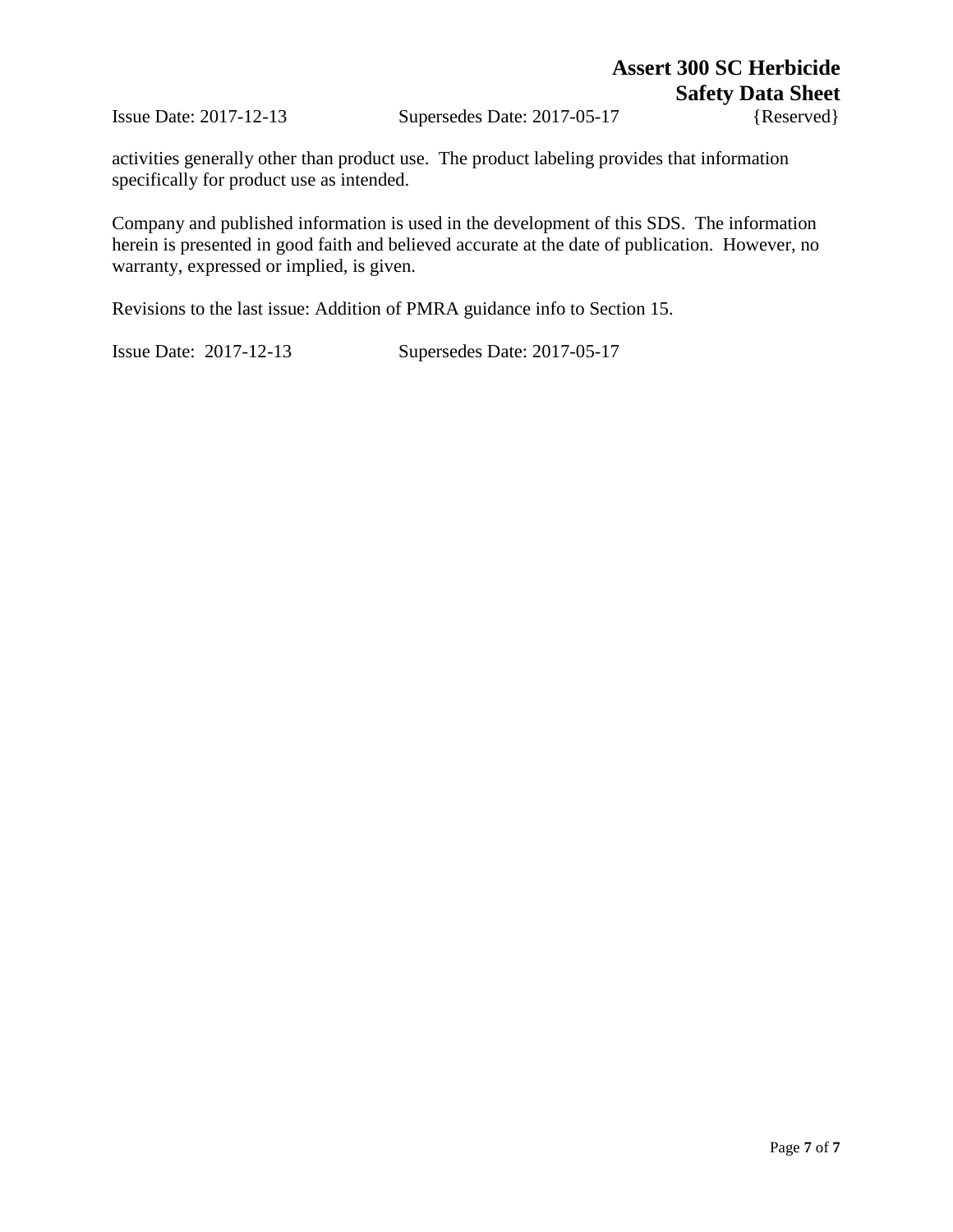activities generally other than product use. The product labeling provides that information specifically for product use as intended.

Company and published information is used in the development of this SDS. The information herein is presented in good faith and believed accurate at the date of publication. However, no warranty, expressed or implied, is given.

Revisions to the last issue: Addition of PMRA guidance info to Section 15.

Issue Date: 2017-12-13 Supersedes Date: 2017-05-17